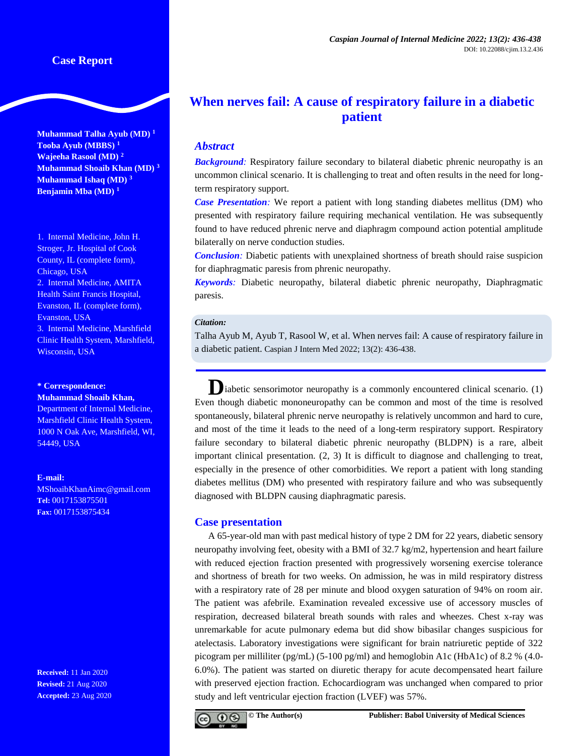Case Report

# When nerves fail: A cause of respiratory failure in a diabetic patient

**Muhammad Talha Ayub (MD) [1]**
**Tooba Ayub (MBBS) [1]**
**Wajeeha Rasool (MD) [2]**
**Muhammad Shoaib Khan (MD) [3]**
**Muhammad Ishaq (MD) [3]**
**Benjamin Mba (MD) [1]**

1. Internal Medicine, John H. Stroger, Jr. Hospital of Cook County, IL (complete form), Chicago, USA
2. Internal Medicine, AMITA Health Saint Francis Hospital, Evanston, IL (complete form), Evanston, USA
3. Internal Medicine, Marshfield Clinic Health System, Marshfield, Wisconsin, USA

**\* Correspondence:**
**Muhammad Shoaib Khan,** Department of Internal Medicine, Marshfield Clinic Health System, 1000 N Oak Ave, Marshfield, WI, 54449, USA

**E-mail:** MShoaibKhanAimc@gmail.com
**Tel:** 0017153875501
**Fax:** 0017153875434

**Received:** 11 Jan 2020
**Revised:** 21 Aug 2020
**Accepted:** 23 Aug 2020

## Abstract

***Background:*** Respiratory failure secondary to bilateral diabetic phrenic neuropathy is an uncommon clinical scenario. It is challenging to treat and often results in the need for long-term respiratory support.

***Case Presentation:*** We report a patient with long standing diabetes mellitus (DM) who presented with respiratory failure requiring mechanical ventilation. He was subsequently found to have reduced phrenic nerve and diaphragm compound action potential amplitude bilaterally on nerve conduction studies.

***Conclusion:*** Diabetic patients with unexplained shortness of breath should raise suspicion for diaphragmatic paresis from phrenic neuropathy.

***Keywords:*** Diabetic neuropathy, bilateral diabetic phrenic neuropathy, Diaphragmatic paresis.

***Citation:***
Talha Ayub M, Ayub T, Rasool W, et al. When nerves fail: A cause of respiratory failure in a diabetic patient. Caspian J Intern Med 2022; 13(2): 436-438.

Diabetic sensorimotor neuropathy is a commonly encountered clinical scenario. (1) Even though diabetic mononeuropathy can be common and most of the time is resolved spontaneously, bilateral phrenic nerve neuropathy is relatively uncommon and hard to cure, and most of the time it leads to the need of a long-term respiratory support. Respiratory failure secondary to bilateral diabetic phrenic neuropathy (BLDPN) is a rare, albeit important clinical presentation. (2, 3) It is difficult to diagnose and challenging to treat, especially in the presence of other comorbidities. We report a patient with long standing diabetes mellitus (DM) who presented with respiratory failure and who was subsequently diagnosed with BLDPN causing diaphragmatic paresis.

## Case presentation

A 65-year-old man with past medical history of type 2 DM for 22 years, diabetic sensory neuropathy involving feet, obesity with a BMI of 32.7 kg/m2, hypertension and heart failure with reduced ejection fraction presented with progressively worsening exercise tolerance and shortness of breath for two weeks. On admission, he was in mild respiratory distress with a respiratory rate of 28 per minute and blood oxygen saturation of 94% on room air. The patient was afebrile. Examination revealed excessive use of accessory muscles of respiration, decreased bilateral breath sounds with rales and wheezes. Chest x-ray was unremarkable for acute pulmonary edema but did show bibasilar changes suspicious for atelectasis. Laboratory investigations were significant for brain natriuretic peptide of 322 picogram per milliliter (pg/mL) (5-100 pg/ml) and hemoglobin A1c (HbA1c) of 8.2 % (4.0-6.0%). The patient was started on diuretic therapy for acute decompensated heart failure with preserved ejection fraction. Echocardiogram was unchanged when compared to prior study and left ventricular ejection fraction (LVEF) was 57%.

© The Author(s) Publisher: Babol University of Medical Sciences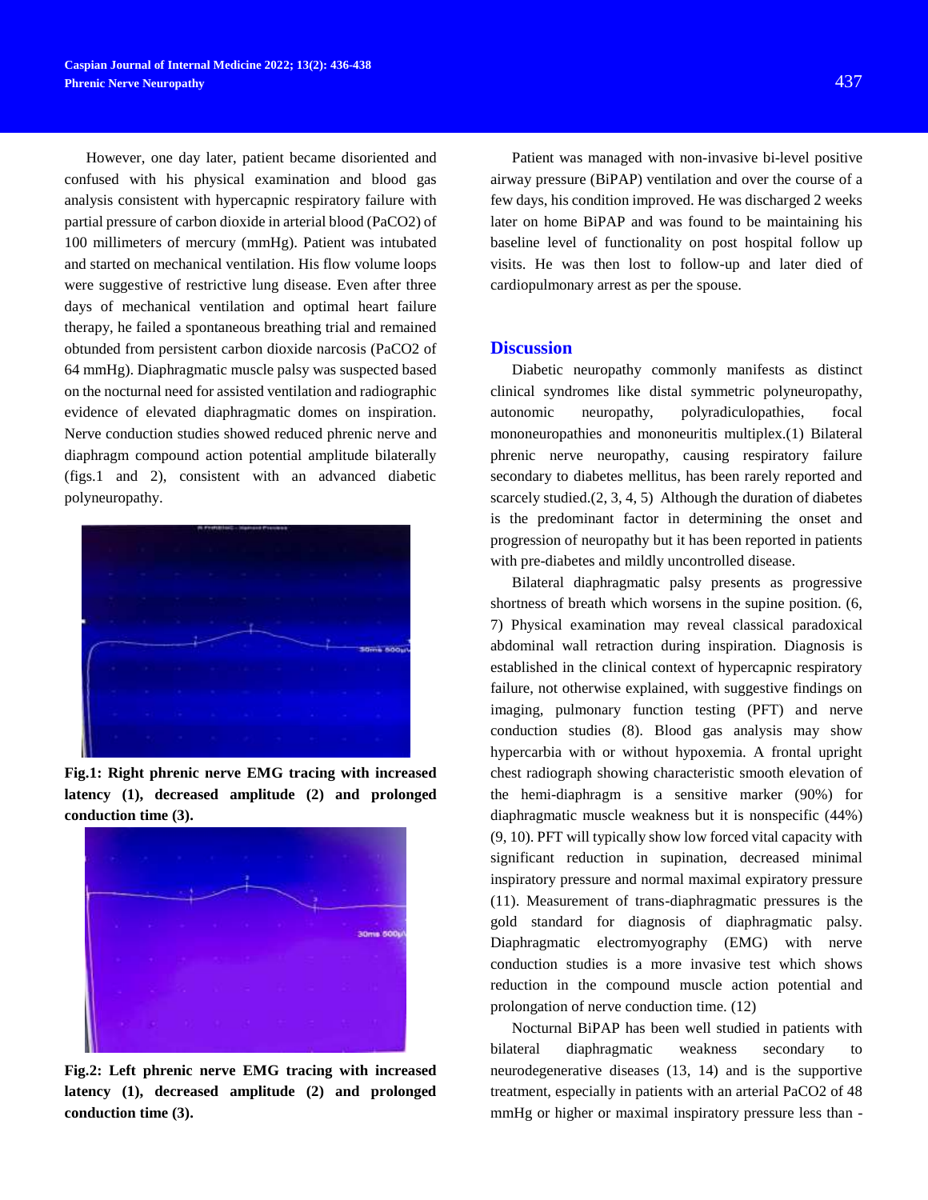However, one day later, patient became disoriented and confused with his physical examination and blood gas analysis consistent with hypercapnic respiratory failure with partial pressure of carbon dioxide in arterial blood ($PaCO_2$) of 100 millimeters of mercury (mmHg). Patient was intubated and started on mechanical ventilation. His flow volume loops were suggestive of restrictive lung disease. Even after three days of mechanical ventilation and optimal heart failure therapy, he failed a spontaneous breathing trial and remained obtunded from persistent carbon dioxide narcosis ($PaCO_2$ of 64 mmHg). Diaphragmatic muscle palsy was suspected based on the nocturnal need for assisted ventilation and radiographic evidence of elevated diaphragmatic domes on inspiration. Nerve conduction studies showed reduced phrenic nerve and diaphragm compound action potential amplitude bilaterally (figs.1 and 2), consistent with an advanced diabetic polyneuropathy.

**Fig.1: Right phrenic nerve EMG tracing with increased latency (1), decreased amplitude (2) and prolonged conduction time (3).**

**Fig.2: Left phrenic nerve EMG tracing with increased latency (1), decreased amplitude (2) and prolonged conduction time (3).**

Patient was managed with non-invasive bi-level positive airway pressure (BiPAP) ventilation and over the course of a few days, his condition improved. He was discharged 2 weeks later on home BiPAP and was found to be maintaining his baseline level of functionality on post hospital follow up visits. He was then lost to follow-up and later died of cardiopulmonary arrest as per the spouse.

## Discussion

Diabetic neuropathy commonly manifests as distinct clinical syndromes like distal symmetric polyneuropathy, autonomic neuropathy, polyradiculopathies, focal mononeuropathies and mononeuritis multiplex.(1) Bilateral phrenic nerve neuropathy, causing respiratory failure secondary to diabetes mellitus, has been rarely reported and scarcely studied.(2, 3, 4, 5) Although the duration of diabetes is the predominant factor in determining the onset and progression of neuropathy but it has been reported in patients with pre-diabetes and mildly uncontrolled disease.

Bilateral diaphragmatic palsy presents as progressive shortness of breath which worsens in the supine position. (6, 7) Physical examination may reveal classical paradoxical abdominal wall retraction during inspiration. Diagnosis is established in the clinical context of hypercapnic respiratory failure, not otherwise explained, with suggestive findings on imaging, pulmonary function testing (PFT) and nerve conduction studies (8). Blood gas analysis may show hypercarbia with or without hypoxemia. A frontal upright chest radiograph showing characteristic smooth elevation of the hemi-diaphragm is a sensitive marker (90%) for diaphragmatic muscle weakness but it is nonspecific (44%) (9, 10). PFT will typically show low forced vital capacity with significant reduction in supination, decreased minimal inspiratory pressure and normal maximal expiratory pressure (11). Measurement of trans-diaphragmatic pressures is the gold standard for diagnosis of diaphragmatic palsy. Diaphragmatic electromyography (EMG) with nerve conduction studies is a more invasive test which shows reduction in the compound muscle action potential and prolongation of nerve conduction time. (12)

Nocturnal BiPAP has been well studied in patients with bilateral diaphragmatic weakness secondary to neurodegenerative diseases (13, 14) and is the supportive treatment, especially in patients with an arterial $PaCO_2$ of 48 mmHg or higher or maximal inspiratory pressure less than -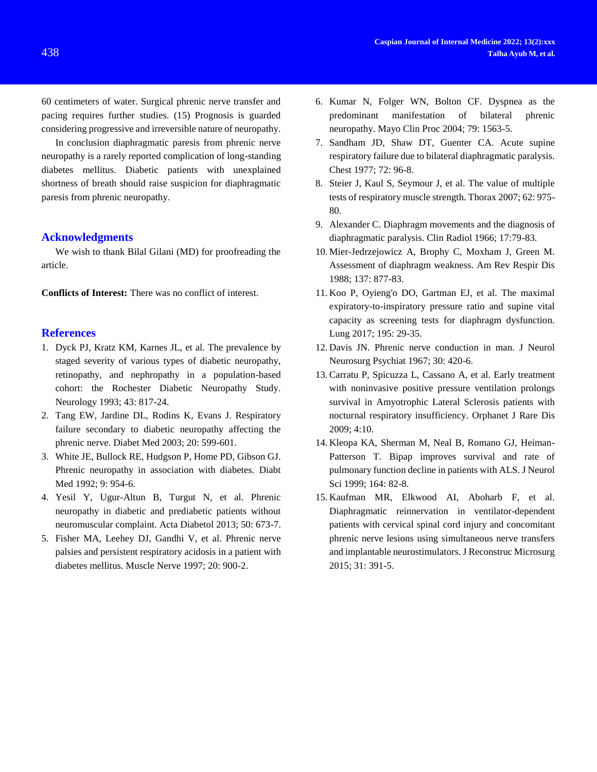60 centimeters of water. Surgical phrenic nerve transfer and pacing requires further studies. (15) Prognosis is guarded considering progressive and irreversible nature of neuropathy.

In conclusion diaphragmatic paresis from phrenic nerve neuropathy is a rarely reported complication of long-standing diabetes mellitus. Diabetic patients with unexplained shortness of breath should raise suspicion for diaphragmatic paresis from phrenic neuropathy.

## Acknowledgments

We wish to thank Bilal Gilani (MD) for proofreading the article.

**Conflicts of Interest:** There was no conflict of interest.

## References

1. Dyck PJ, Kratz KM, Karnes JL, et al. The prevalence by staged severity of various types of diabetic neuropathy, retinopathy, and nephropathy in a population-based cohort: the Rochester Diabetic Neuropathy Study. Neurology 1993; 43: 817-24.
2. Tang EW, Jardine DL, Rodins K, Evans J. Respiratory failure secondary to diabetic neuropathy affecting the phrenic nerve. Diabet Med 2003; 20: 599-601.
3. White JE, Bullock RE, Hudgson P, Home PD, Gibson GJ. Phrenic neuropathy in association with diabetes. Diabt Med 1992; 9: 954-6.
4. Yesil Y, Ugur-Altun B, Turgut N, et al. Phrenic neuropathy in diabetic and prediabetic patients without neuromuscular complaint. Acta Diabetol 2013; 50: 673-7.
5. Fisher MA, Leehey DJ, Gandhi V, et al. Phrenic nerve palsies and persistent respiratory acidosis in a patient with diabetes mellitus. Muscle Nerve 1997; 20: 900-2.
6. Kumar N, Folger WN, Bolton CF. Dyspnea as the predominant manifestation of bilateral phrenic neuropathy. Mayo Clin Proc 2004; 79: 1563-5.
7. Sandham JD, Shaw DT, Guenter CA. Acute supine respiratory failure due to bilateral diaphragmatic paralysis. Chest 1977; 72: 96-8.
8. Steier J, Kaul S, Seymour J, et al. The value of multiple tests of respiratory muscle strength. Thorax 2007; 62: 975-80.
9. Alexander C. Diaphragm movements and the diagnosis of diaphragmatic paralysis. Clin Radiol 1966; 17:79-83.
10. Mier-Jedrzejowicz A, Brophy C, Moxham J, Green M. Assessment of diaphragm weakness. Am Rev Respir Dis 1988; 137: 877-83.
11. Koo P, Oyieng'o DO, Gartman EJ, et al. The maximal expiratory-to-inspiratory pressure ratio and supine vital capacity as screening tests for diaphragm dysfunction. Lung 2017; 195: 29-35.
12. Davis JN. Phrenic nerve conduction in man. J Neurol Neurosurg Psychiat 1967; 30: 420-6.
13. Carratu P, Spicuzza L, Cassano A, et al. Early treatment with noninvasive positive pressure ventilation prolongs survival in Amyotrophic Lateral Sclerosis patients with nocturnal respiratory insufficiency. Orphanet J Rare Dis 2009; 4:10.
14. Kleopa KA, Sherman M, Neal B, Romano GJ, Heiman-Patterson T. Bipap improves survival and rate of pulmonary function decline in patients with ALS. J Neurol Sci 1999; 164: 82-8.
15. Kaufman MR, Elkwood AI, Aboharb F, et al. Diaphragmatic reinnervation in ventilator-dependent patients with cervical spinal cord injury and concomitant phrenic nerve lesions using simultaneous nerve transfers and implantable neurostimulators. J Reconstruc Microsurg 2015; 31: 391-5.